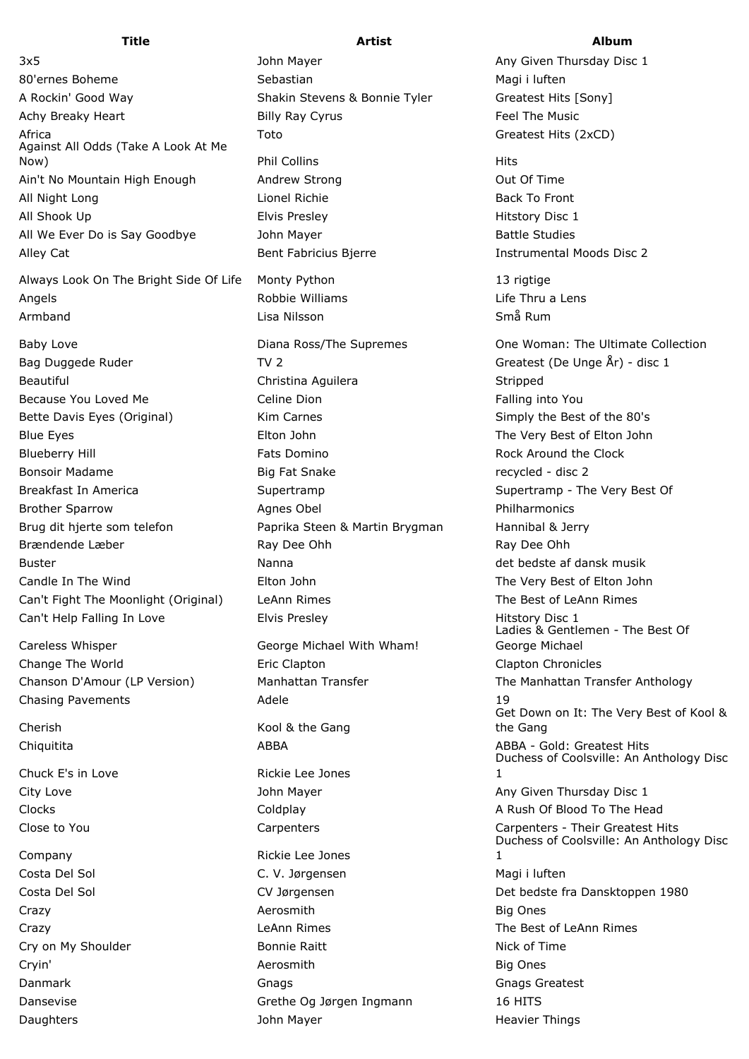| Title | Artist | Album |
| --- | --- | --- |
| 3x5 | John Mayer | Any Given Thursday Disc 1 |
| 80'ernes Boheme | Sebastian | Magi i luften |
| A Rockin' Good Way | Shakin Stevens & Bonnie Tyler | Greatest Hits [Sony] |
| Achy Breaky Heart | Billy Ray Cyrus | Feel The Music |
| Africa | Toto | Greatest Hits (2xCD) |
| Against All Odds (Take A Look At Me Now) | Phil Collins | Hits |
| Ain't No Mountain High Enough | Andrew Strong | Out Of Time |
| All Night Long | Lionel Richie | Back To Front |
| All Shook Up | Elvis Presley | Hitstory Disc 1 |
| All We Ever Do is Say Goodbye | John Mayer | Battle Studies |
| Alley Cat | Bent Fabricius Bjerre | Instrumental Moods Disc 2 |
| Always Look On The Bright Side Of Life | Monty Python | 13 rigtige |
| Angels | Robbie Williams | Life Thru a Lens |
| Armband | Lisa Nilsson | Små Rum |
| Baby Love | Diana Ross/The Supremes | One Woman: The Ultimate Collection |
| Bag Duggede Ruder | TV 2 | Greatest (De Unge År) - disc 1 |
| Beautiful | Christina Aguilera | Stripped |
| Because You Loved Me | Celine Dion | Falling into You |
| Bette Davis Eyes (Original) | Kim Carnes | Simply the Best of the 80's |
| Blue Eyes | Elton John | The Very Best of Elton John |
| Blueberry Hill | Fats Domino | Rock Around the Clock |
| Bonsoir Madame | Big Fat Snake | recycled - disc 2 |
| Breakfast In America | Supertramp | Supertramp - The Very Best Of |
| Brother Sparrow | Agnes Obel | Philharmonics |
| Brug dit hjerte som telefon | Paprika Steen & Martin Brygman | Hannibal & Jerry |
| Brændende Læber | Ray Dee Ohh | Ray Dee Ohh |
| Buster | Nanna | det bedste af dansk musik |
| Candle In The Wind | Elton John | The Very Best of Elton John |
| Can't Fight The Moonlight (Original) | LeAnn Rimes | The Best of LeAnn Rimes |
| Can't Help Falling In Love | Elvis Presley | Hitstory Disc 1 |
| Careless Whisper | George Michael With Wham! | Ladies & Gentlemen - The Best Of George Michael |
| Change The World | Eric Clapton | Clapton Chronicles |
| Chanson D'Amour (LP Version) | Manhattan Transfer | The Manhattan Transfer Anthology |
| Chasing Pavements | Adele | 19 |
| Cherish | Kool & the Gang | Get Down on It: The Very Best of Kool & the Gang |
| Chiquitita | ABBA | ABBA - Gold: Greatest Hits |
| Chuck E's in Love | Rickie Lee Jones | Duchess of Coolsville: An Anthology Disc 1 |
| City Love | John Mayer | Any Given Thursday Disc 1 |
| Clocks | Coldplay | A Rush Of Blood To The Head |
| Close to You | Carpenters | Carpenters - Their Greatest Hits |
| Company | Rickie Lee Jones | Duchess of Coolsville: An Anthology Disc 1 |
| Costa Del Sol | C. V. Jørgensen | Magi i luften |
| Costa Del Sol | CV Jørgensen | Det bedste fra Dansktoppen 1980 |
| Crazy | Aerosmith | Big Ones |
| Crazy | LeAnn Rimes | The Best of LeAnn Rimes |
| Cry on My Shoulder | Bonnie Raitt | Nick of Time |
| Cryin' | Aerosmith | Big Ones |
| Danmark | Gnags | Gnags Greatest |
| Dansevise | Grethe Og Jørgen Ingmann | 16 HITS |
| Daughters | John Mayer | Heavier Things |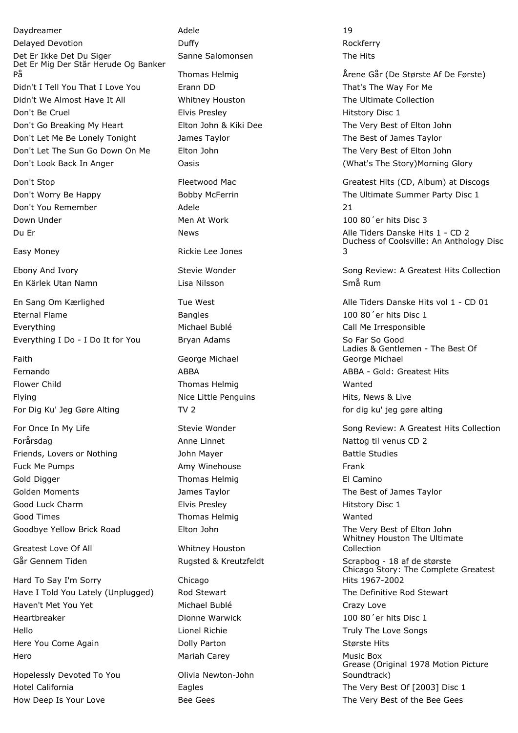| | | |
|---|---|---|
| Daydreamer | Adele | 19 |
| Delayed Devotion | Duffy | Rockferry |
| Det Er Ikke Det Du Siger | Sanne Salomonsen | The Hits |
| Det Er Mig Der Står Herude Og Banker På | Thomas Helmig | Årene Går (De Største Af De Første) |
| Didn't I Tell You That I Love You | Erann DD | That's The Way For Me |
| Didn't We Almost Have It All | Whitney Houston | The Ultimate Collection |
| Don't Be Cruel | Elvis Presley | Hitstory Disc 1 |
| Don't Go Breaking My Heart | Elton John & Kiki Dee | The Very Best of Elton John |
| Don't Let Me Be Lonely Tonight | James Taylor | The Best of James Taylor |
| Don't Let The Sun Go Down On Me | Elton John | The Very Best of Elton John |
| Don't Look Back In Anger | Oasis | (What's The Story)Morning Glory |
| Don't Stop | Fleetwood Mac | Greatest Hits (CD, Album) at Discogs |
| Don't Worry Be Happy | Bobby McFerrin | The Ultimate Summer Party Disc 1 |
| Don't You Remember | Adele | 21 |
| Down Under | Men At Work | 100 80´er hits Disc 3 |
| Du Er | News | Alle Tiders Danske Hits 1 - CD 2 |
| Easy Money | Rickie Lee Jones | Duchess of Coolsville: An Anthology Disc 3 |
| Ebony And Ivory | Stevie Wonder | Song Review: A Greatest Hits Collection |
| En Kärlek Utan Namn | Lisa Nilsson | Små Rum |
| En Sang Om Kærlighed | Tue West | Alle Tiders Danske Hits vol 1 - CD 01 |
| Eternal Flame | Bangles | 100 80´er hits Disc 1 |
| Everything | Michael Bublé | Call Me Irresponsible |
| Everything I Do - I Do It for You | Bryan Adams | So Far So Good |
| Faith | George Michael | Ladies & Gentlemen - The Best Of George Michael |
| Fernando | ABBA | ABBA - Gold: Greatest Hits |
| Flower Child | Thomas Helmig | Wanted |
| Flying | Nice Little Penguins | Hits, News & Live |
| For Dig Ku' Jeg Gøre Alting | TV 2 | for dig ku' jeg gøre alting |
| For Once In My Life | Stevie Wonder | Song Review: A Greatest Hits Collection |
| Forårsdag | Anne Linnet | Nattog til venus CD 2 |
| Friends, Lovers or Nothing | John Mayer | Battle Studies |
| Fuck Me Pumps | Amy Winehouse | Frank |
| Gold Digger | Thomas Helmig | El Camino |
| Golden Moments | James Taylor | The Best of James Taylor |
| Good Luck Charm | Elvis Presley | Hitstory Disc 1 |
| Good Times | Thomas Helmig | Wanted |
| Goodbye Yellow Brick Road | Elton John | The Very Best of Elton John |
| Greatest Love Of All | Whitney Houston | Whitney Houston The Ultimate Collection |
| Går Gennem Tiden | Rugsted & Kreutzfeldt | Scrapbog - 18 af de største |
| Hard To Say I'm Sorry | Chicago | Chicago Story: The Complete Greatest Hits 1967-2002 |
| Have I Told You Lately (Unplugged) | Rod Stewart | The Definitive Rod Stewart |
| Haven't Met You Yet | Michael Bublé | Crazy Love |
| Heartbreaker | Dionne Warwick | 100 80´er hits Disc 1 |
| Hello | Lionel Richie | Truly The Love Songs |
| Here You Come Again | Dolly Parton | Største Hits |
| Hero | Mariah Carey | Music Box |
| Hopelessly Devoted To You | Olivia Newton-John | Grease (Original 1978 Motion Picture Soundtrack) |
| Hotel California | Eagles | The Very Best Of [2003] Disc 1 |
| How Deep Is Your Love | Bee Gees | The Very Best of the Bee Gees |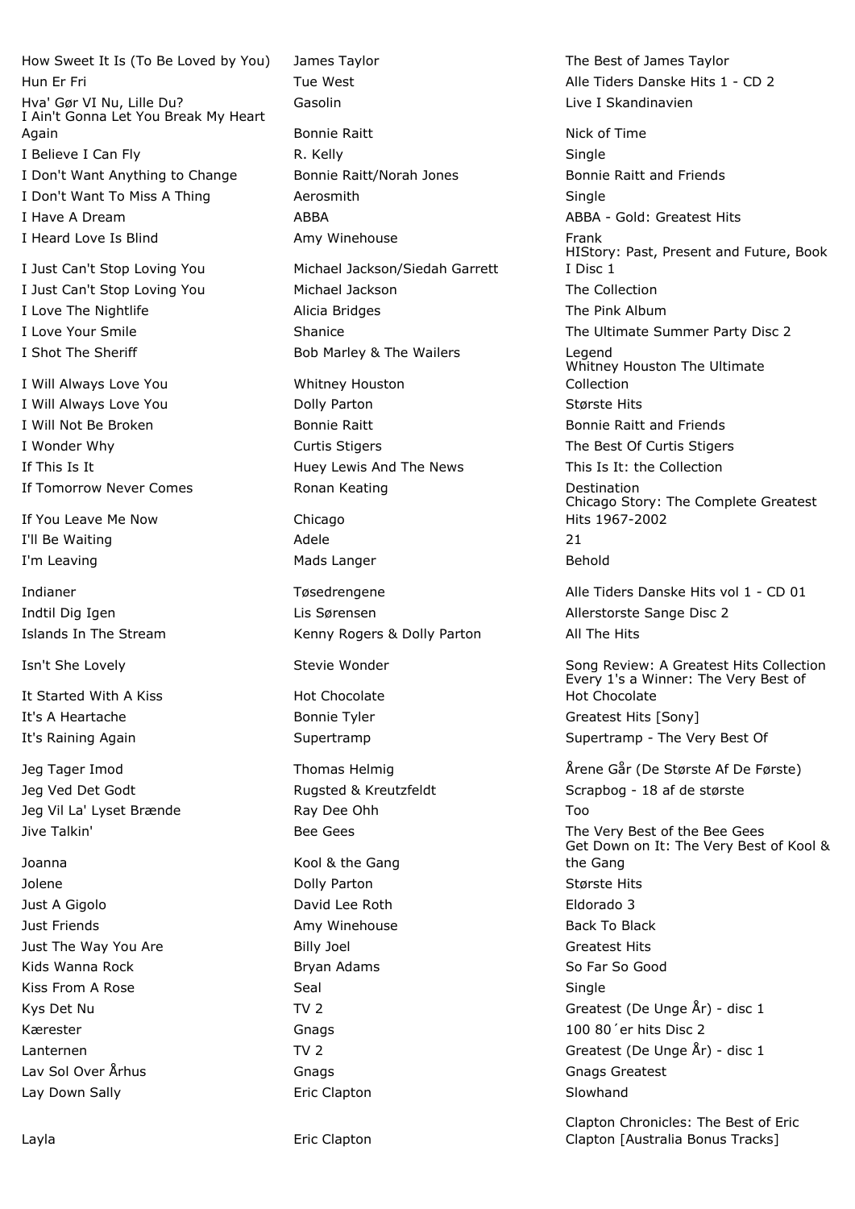| | | |
|---|---|---|
| How Sweet It Is (To Be Loved by You) | James Taylor | The Best of James Taylor |
| Hun Er Fri | Tue West | Alle Tiders Danske Hits 1 - CD 2 |
| Hva' Gør VI Nu, Lille Du? | Gasolin | Live I Skandinavien |
| I Ain't Gonna Let You Break My Heart Again | Bonnie Raitt | Nick of Time |
| I Believe I Can Fly | R. Kelly | Single |
| I Don't Want Anything to Change | Bonnie Raitt/Norah Jones | Bonnie Raitt and Friends |
| I Don't Want To Miss A Thing | Aerosmith | Single |
| I Have A Dream | ABBA | ABBA - Gold: Greatest Hits |
| I Heard Love Is Blind | Amy Winehouse | Frank |
| I Just Can't Stop Loving You | Michael Jackson/Siedah Garrett | HIStory: Past, Present and Future, Book I Disc 1 |
| I Just Can't Stop Loving You | Michael Jackson | The Collection |
| I Love The Nightlife | Alicia Bridges | The Pink Album |
| I Love Your Smile | Shanice | The Ultimate Summer Party Disc 2 |
| I Shot The Sheriff | Bob Marley & The Wailers | Legend |
| I Will Always Love You | Whitney Houston | Whitney Houston The Ultimate Collection |
| I Will Always Love You | Dolly Parton | Største Hits |
| I Will Not Be Broken | Bonnie Raitt | Bonnie Raitt and Friends |
| I Wonder Why | Curtis Stigers | The Best Of Curtis Stigers |
| If This Is It | Huey Lewis And The News | This Is It: the Collection |
| If Tomorrow Never Comes | Ronan Keating | Destination |
| If You Leave Me Now | Chicago | Chicago Story: The Complete Greatest Hits 1967-2002 |
| I'll Be Waiting | Adele | 21 |
| I'm Leaving | Mads Langer | Behold |
| Indianer | Tøsedrengene | Alle Tiders Danske Hits vol 1 - CD 01 |
| Indtil Dig Igen | Lis Sørensen | Allerstorste Sange Disc 2 |
| Islands In The Stream | Kenny Rogers & Dolly Parton | All The Hits |
| Isn't She Lovely | Stevie Wonder | Song Review: A Greatest Hits Collection |
| It Started With A Kiss | Hot Chocolate | Every 1's a Winner: The Very Best of Hot Chocolate |
| It's A Heartache | Bonnie Tyler | Greatest Hits [Sony] |
| It's Raining Again | Supertramp | Supertramp - The Very Best Of |
| Jeg Tager Imod | Thomas Helmig | Årene Går (De Største Af De Første) |
| Jeg Ved Det Godt | Rugsted & Kreutzfeldt | Scrapbog - 18 af de største |
| Jeg Vil La' Lyset Brænde | Ray Dee Ohh | Too |
| Jive Talkin' | Bee Gees | The Very Best of the Bee Gees |
| Joanna | Kool & the Gang | Get Down on It: The Very Best of Kool & the Gang |
| Jolene | Dolly Parton | Største Hits |
| Just A Gigolo | David Lee Roth | Eldorado 3 |
| Just Friends | Amy Winehouse | Back To Black |
| Just The Way You Are | Billy Joel | Greatest Hits |
| Kids Wanna Rock | Bryan Adams | So Far So Good |
| Kiss From A Rose | Seal | Single |
| Kys Det Nu | TV 2 | Greatest (De Unge År) - disc 1 |
| Kærester | Gnags | 100 80´er hits Disc 2 |
| Lanternen | TV 2 | Greatest (De Unge År) - disc 1 |
| Lav Sol Over Århus | Gnags | Gnags Greatest |
| Lay Down Sally | Eric Clapton | Slowhand |
| Layla | Eric Clapton | Clapton Chronicles: The Best of Eric Clapton [Australia Bonus Tracks] |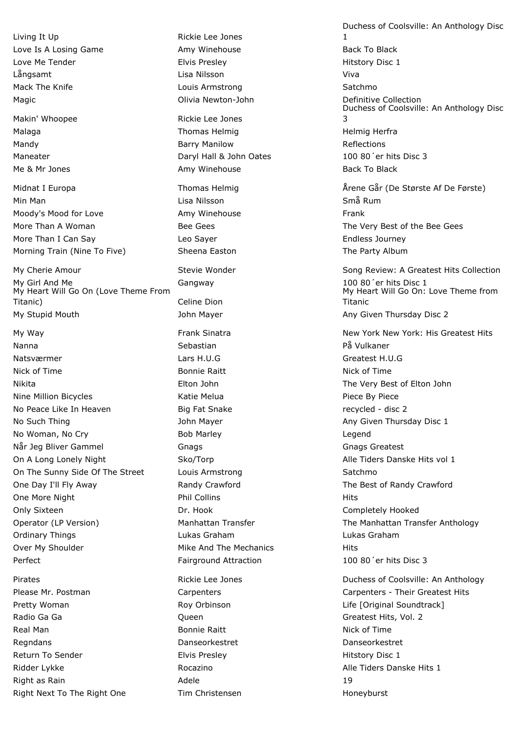| | | |
|---|---|---|
| Living It Up | Rickie Lee Jones | Duchess of Coolsville: An Anthology Disc 1 |
| Love Is A Losing Game | Amy Winehouse | Back To Black |
| Love Me Tender | Elvis Presley | Hitstory Disc 1 |
| Långsamt | Lisa Nilsson | Viva |
| Mack The Knife | Louis Armstrong | Satchmo |
| Magic | Olivia Newton-John | Definitive Collection |
| Makin' Whoopee | Rickie Lee Jones | Duchess of Coolsville: An Anthology Disc 3 |
| Malaga | Thomas Helmig | Helmig Herfra |
| Mandy | Barry Manilow | Reflections |
| Maneater | Daryl Hall & John Oates | 100 80´er hits Disc 3 |
| Me & Mr Jones | Amy Winehouse | Back To Black |
| Midnat I Europa | Thomas Helmig | Årene Går (De Største Af De Første) |
| Min Man | Lisa Nilsson | Små Rum |
| Moody's Mood for Love | Amy Winehouse | Frank |
| More Than A Woman | Bee Gees | The Very Best of the Bee Gees |
| More Than I Can Say | Leo Sayer | Endless Journey |
| Morning Train (Nine To Five) | Sheena Easton | The Party Album |
| My Cherie Amour | Stevie Wonder | Song Review: A Greatest Hits Collection |
| My Girl And Me | Gangway | 100 80´er hits Disc 1 |
| My Heart Will Go On (Love Theme From Titanic) | Celine Dion | My Heart Will Go On: Love Theme from Titanic |
| My Stupid Mouth | John Mayer | Any Given Thursday Disc 2 |
| My Way | Frank Sinatra | New York New York: His Greatest Hits |
| Nanna | Sebastian | På Vulkaner |
| Natsværmer | Lars H.U.G | Greatest H.U.G |
| Nick of Time | Bonnie Raitt | Nick of Time |
| Nikita | Elton John | The Very Best of Elton John |
| Nine Million Bicycles | Katie Melua | Piece By Piece |
| No Peace Like In Heaven | Big Fat Snake | recycled - disc 2 |
| No Such Thing | John Mayer | Any Given Thursday Disc 1 |
| No Woman, No Cry | Bob Marley | Legend |
| Når Jeg Bliver Gammel | Gnags | Gnags Greatest |
| On A Long Lonely Night | Sko/Torp | Alle Tiders Danske Hits vol 1 |
| On The Sunny Side Of The Street | Louis Armstrong | Satchmo |
| One Day I'll Fly Away | Randy Crawford | The Best of Randy Crawford |
| One More Night | Phil Collins | Hits |
| Only Sixteen | Dr. Hook | Completely Hooked |
| Operator (LP Version) | Manhattan Transfer | The Manhattan Transfer Anthology |
| Ordinary Things | Lukas Graham | Lukas Graham |
| Over My Shoulder | Mike And The Mechanics | Hits |
| Perfect | Fairground Attraction | 100 80´er hits Disc 3 |
| Pirates | Rickie Lee Jones | Duchess of Coolsville: An Anthology |
| Please Mr. Postman | Carpenters | Carpenters - Their Greatest Hits |
| Pretty Woman | Roy Orbinson | Life [Original Soundtrack] |
| Radio Ga Ga | Queen | Greatest Hits, Vol. 2 |
| Real Man | Bonnie Raitt | Nick of Time |
| Regndans | Danseorkestret | Danseorkestret |
| Return To Sender | Elvis Presley | Hitstory Disc 1 |
| Ridder Lykke | Rocazino | Alle Tiders Danske Hits 1 |
| Right as Rain | Adele | 19 |
| Right Next To The Right One | Tim Christensen | Honeyburst |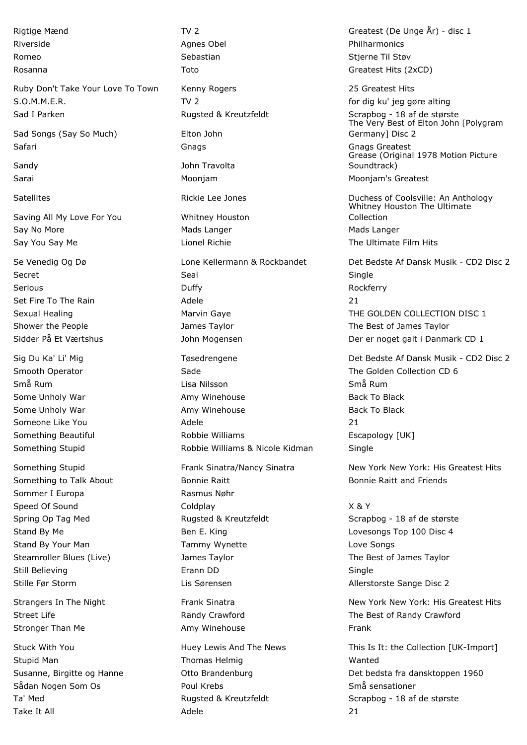| | | |
|---|---|---|
| Rigtige Mænd | TV 2 | Greatest (De Unge År) - disc 1 |
| Riverside | Agnes Obel | Philharmonics |
| Romeo | Sebastian | Stjerne Til Støv |
| Rosanna | Toto | Greatest Hits (2xCD) |
| Ruby Don't Take Your Love To Town | Kenny Rogers | 25 Greatest Hits |
| S.O.M.M.E.R. | TV 2 | for dig ku' jeg gøre alting |
| Sad I Parken | Rugsted & Kreutzfeldt | Scrapbog - 18 af de største |
| Sad Songs (Say So Much) | Elton John | The Very Best of Elton John [Polygram Germany] Disc 2 |
| Safari | Gnags | Gnags Greatest |
| Sandy | John Travolta | Grease (Original 1978 Motion Picture Soundtrack) |
| Sarai | Moonjam | Moonjam's Greatest |
| Satellites | Rickie Lee Jones | Duchess of Coolsville: An Anthology |
| Saving All My Love For You | Whitney Houston | Whitney Houston The Ultimate Collection |
| Say No More | Mads Langer | Mads Langer |
| Say You Say Me | Lionel Richie | The Ultimate Film Hits |
| Se Venedig Og Dø | Lone Kellermann & Rockbandet | Det Bedste Af Dansk Musik - CD2 Disc 2 |
| Secret | Seal | Single |
| Serious | Duffy | Rockferry |
| Set Fire To The Rain | Adele | 21 |
| Sexual Healing | Marvin Gaye | THE GOLDEN COLLECTION DISC 1 |
| Shower the People | James Taylor | The Best of James Taylor |
| Sidder På Et Værtshus | John Mogensen | Der er noget galt i Danmark CD 1 |
| Sig Du Ka' Li' Mig | Tøsedrengene | Det Bedste Af Dansk Musik - CD2 Disc 2 |
| Smooth Operator | Sade | The Golden Collection CD 6 |
| Små Rum | Lisa Nilsson | Små Rum |
| Some Unholy War | Amy Winehouse | Back To Black |
| Some Unholy War | Amy Winehouse | Back To Black |
| Someone Like You | Adele | 21 |
| Something Beautiful | Robbie Williams | Escapology [UK] |
| Something Stupid | Robbie Williams & Nicole Kidman | Single |
| Something Stupid | Frank Sinatra/Nancy Sinatra | New York New York: His Greatest Hits |
| Something to Talk About | Bonnie Raitt | Bonnie Raitt and Friends |
| Sommer I Europa | Rasmus Nøhr | |
| Speed Of Sound | Coldplay | X & Y |
| Spring Op Tag Med | Rugsted & Kreutzfeldt | Scrapbog - 18 af de største |
| Stand By Me | Ben E. King | Lovesongs Top 100 Disc 4 |
| Stand By Your Man | Tammy Wynette | Love Songs |
| Steamroller Blues (Live) | James Taylor | The Best of James Taylor |
| Still Believing | Erann DD | Single |
| Stille Før Storm | Lis Sørensen | Allerstorste Sange Disc 2 |
| Strangers In The Night | Frank Sinatra | New York New York: His Greatest Hits |
| Street Life | Randy Crawford | The Best of Randy Crawford |
| Stronger Than Me | Amy Winehouse | Frank |
| Stuck With You | Huey Lewis And The News | This Is It: the Collection [UK-Import] |
| Stupid Man | Thomas Helmig | Wanted |
| Susanne, Birgitte og Hanne | Otto Brandenburg | Det bedsta fra dansktoppen 1960 |
| Sådan Nogen Som Os | Poul Krebs | Små sensationer |
| Ta' Med | Rugsted & Kreutzfeldt | Scrapbog - 18 af de største |
| Take It All | Adele | 21 |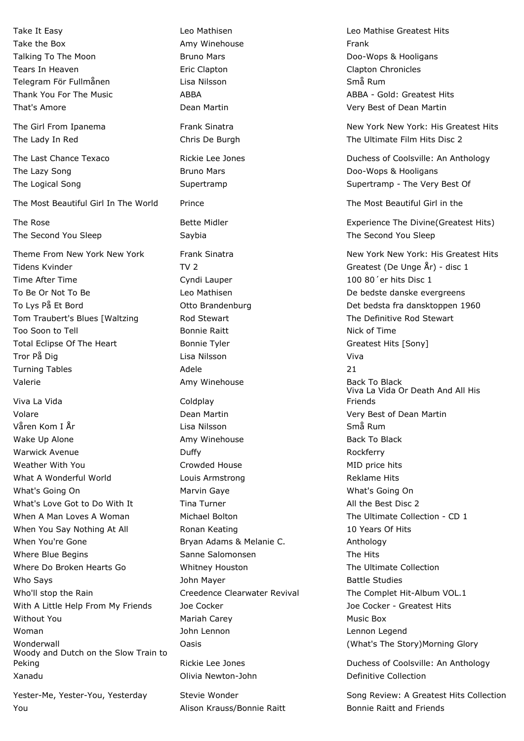| | | |
|---|---|---|
| Take It Easy | Leo Mathisen | Leo Mathise Greatest Hits |
| Take the Box | Amy Winehouse | Frank |
| Talking To The Moon | Bruno Mars | Doo-Wops & Hooligans |
| Tears In Heaven | Eric Clapton | Clapton Chronicles |
| Telegram För Fullmånen | Lisa Nilsson | Små Rum |
| Thank You For The Music | ABBA | ABBA - Gold: Greatest Hits |
| That's Amore | Dean Martin | Very Best of Dean Martin |
| The Girl From Ipanema | Frank Sinatra | New York New York: His Greatest Hits |
| The Lady In Red | Chris De Burgh | The Ultimate Film Hits Disc 2 |
| The Last Chance Texaco | Rickie Lee Jones | Duchess of Coolsville: An Anthology |
| The Lazy Song | Bruno Mars | Doo-Wops & Hooligans |
| The Logical Song | Supertramp | Supertramp - The Very Best Of |
| The Most Beautiful Girl In The World | Prince | The Most Beautiful Girl in the |
| The Rose | Bette Midler | Experience The Divine(Greatest Hits) |
| The Second You Sleep | Saybia | The Second You Sleep |
| Theme From New York New York | Frank Sinatra | New York New York: His Greatest Hits |
| Tidens Kvinder | TV 2 | Greatest (De Unge År) - disc 1 |
| Time After Time | Cyndi Lauper | 100 80´er hits Disc 1 |
| To Be Or Not To Be | Leo Mathisen | De bedste danske evergreens |
| To Lys På Et Bord | Otto Brandenburg | Det bedsta fra dansktoppen 1960 |
| Tom Traubert's Blues [Waltzing | Rod Stewart | The Definitive Rod Stewart |
| Too Soon to Tell | Bonnie Raitt | Nick of Time |
| Total Eclipse Of The Heart | Bonnie Tyler | Greatest Hits [Sony] |
| Tror På Dig | Lisa Nilsson | Viva |
| Turning Tables | Adele | 21 |
| Valerie | Amy Winehouse | Back To Black |
| Viva La Vida | Coldplay | Viva La Vida Or Death And All His Friends |
| Volare | Dean Martin | Very Best of Dean Martin |
| Våren Kom I År | Lisa Nilsson | Små Rum |
| Wake Up Alone | Amy Winehouse | Back To Black |
| Warwick Avenue | Duffy | Rockferry |
| Weather With You | Crowded House | MID price hits |
| What A Wonderful World | Louis Armstrong | Reklame Hits |
| What's Going On | Marvin Gaye | What's Going On |
| What's Love Got to Do With It | Tina Turner | All the Best Disc 2 |
| When A Man Loves A Woman | Michael Bolton | The Ultimate Collection - CD 1 |
| When You Say Nothing At All | Ronan Keating | 10 Years Of Hits |
| When You're Gone | Bryan Adams & Melanie C. | Anthology |
| Where Blue Begins | Sanne Salomonsen | The Hits |
| Where Do Broken Hearts Go | Whitney Houston | The Ultimate Collection |
| Who Says | John Mayer | Battle Studies |
| Who'll stop the Rain | Creedence Clearwater Revival | The Complet Hit-Album VOL.1 |
| With A Little Help From My Friends | Joe Cocker | Joe Cocker - Greatest Hits |
| Without You | Mariah Carey | Music Box |
| Woman | John Lennon | Lennon Legend |
| Wonderwall | Oasis | (What's The Story)Morning Glory |
| Woody and Dutch on the Slow Train to Peking | Rickie Lee Jones | Duchess of Coolsville: An Anthology |
| Xanadu | Olivia Newton-John | Definitive Collection |
| Yester-Me, Yester-You, Yesterday | Stevie Wonder | Song Review: A Greatest Hits Collection |
| You | Alison Krauss/Bonnie Raitt | Bonnie Raitt and Friends |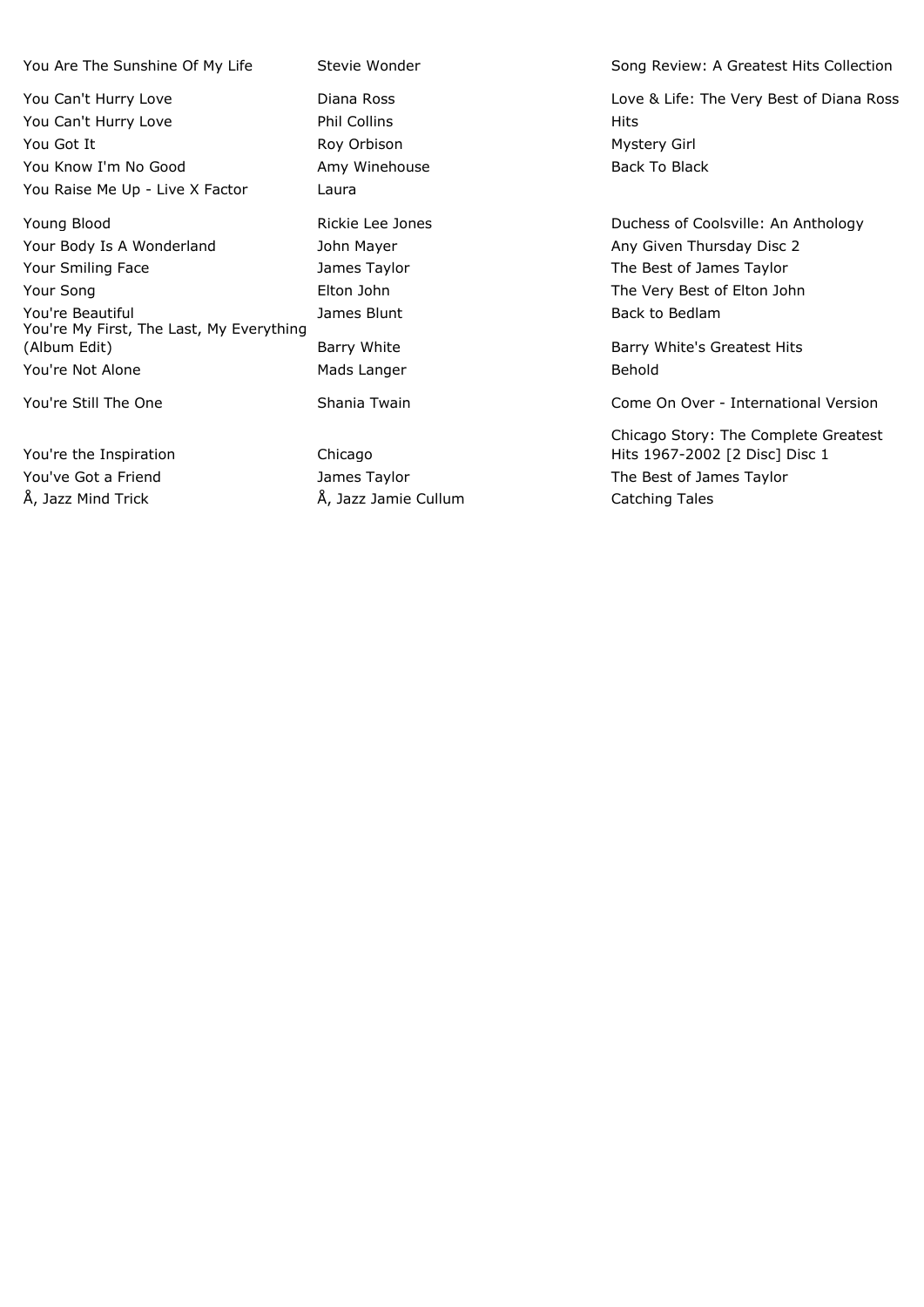| | | |
|---|---|---|
| You Are The Sunshine Of My Life | Stevie Wonder | Song Review: A Greatest Hits Collection |
| You Can't Hurry Love | Diana Ross | Love & Life: The Very Best of Diana Ross |
| You Can't Hurry Love | Phil Collins | Hits |
| You Got It | Roy Orbison | Mystery Girl |
| You Know I'm No Good | Amy Winehouse | Back To Black |
| You Raise Me Up - Live X Factor | Laura | |
| Young Blood | Rickie Lee Jones | Duchess of Coolsville: An Anthology |
| Your Body Is A Wonderland | John Mayer | Any Given Thursday Disc 2 |
| Your Smiling Face | James Taylor | The Best of James Taylor |
| Your Song | Elton John | The Very Best of Elton John |
| You're Beautiful | James Blunt | Back to Bedlam |
| You're My First, The Last, My Everything (Album Edit) | Barry White | Barry White's Greatest Hits |
| You're Not Alone | Mads Langer | Behold |
| You're Still The One | Shania Twain | Come On Over - International Version |
| You're the Inspiration | Chicago | Chicago Story: The Complete Greatest Hits 1967-2002 [2 Disc] Disc 1 |
| You've Got a Friend | James Taylor | The Best of James Taylor |
| Å, Jazz Mind Trick | Å, Jazz Jamie Cullum | Catching Tales |